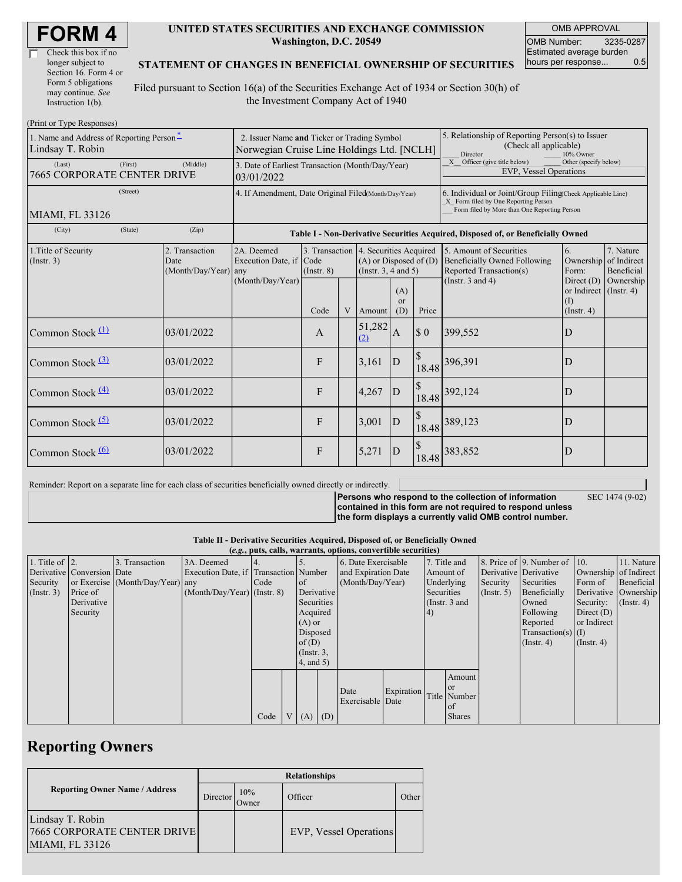# FORM 4

☐ Check this box if no longer subject to Section 16. Form 4 or Form 5 obligations may continue. *See* Instruction 1(b).

**UNITED STATES SECURITIES AND EXCHANGE COMMISSION**
**Washington, D.C. 20549**

**STATEMENT OF CHANGES IN BENEFICIAL OWNERSHIP OF SECURITIES**

Filed pursuant to Section 16(a) of the Securities Exchange Act of 1934 or Section 30(h) of the Investment Company Act of 1940

| OMB APPROVAL | |
|---|---|
| OMB Number: | 3235-0287 |
| Estimated average burden hours per response... | 0.5 |

(Print or Type Responses)

| 1. Name and Address of Reporting Person * | 2. Issuer Name and Ticker or Trading Symbol | 5. Relationship of Reporting Person(s) to Issuer (Check all applicable) |
|---|---|---|
| Lindsay T. Robin | Norwegian Cruise Line Holdings Ltd. [NCLH] | ___ Director ___ 10% Owner _X_ Officer (give title below) ___ Other (specify below) |
| (Last) (First) (Middle) 7665 CORPORATE CENTER DRIVE | 3. Date of Earliest Transaction (Month/Day/Year) 03/01/2022 | EVP, Vessel Operations |
| (Street) MIAMI, FL 33126 | 4. If Amendment, Date Original Filed (Month/Day/Year) | 6. Individual or Joint/Group Filing (Check Applicable Line) _X_ Form filed by One Reporting Person ___ Form filed by More than One Reporting Person |
| (City) (State) (Zip) | | |

**Table I - Non-Derivative Securities Acquired, Disposed of, or Beneficially Owned**

| 1.Title of Security (Instr. 3) | 2. Transaction Date (Month/Day/Year) | 2A. Deemed Execution Date, if any (Month/Day/Year) | 3. Transaction Code (Instr. 8) | | 4. Securities Acquired (A) or Disposed of (D) (Instr. 3, 4 and 5) | | | 5. Amount of Securities Beneficially Owned Following Reported Transaction(s) (Instr. 3 and 4) | 6. Ownership Form: Direct (D) or Indirect (I) (Instr. 4) | 7. Nature of Indirect Beneficial Ownership (Instr. 4) |
|---|---|---|---|---|---|---|---|---|---|---|
| | | | Code | V | Amount | (A) or (D) | Price | | | |
| Common Stock (1) | 03/01/2022 | | A | | 51,282 (2) | A | $ 0 | 399,552 | D | |
| Common Stock (3) | 03/01/2022 | | F | | 3,161 | D | $ 18.48 | 396,391 | D | |
| Common Stock (4) | 03/01/2022 | | F | | 4,267 | D | $ 18.48 | 392,124 | D | |
| Common Stock (5) | 03/01/2022 | | F | | 3,001 | D | $ 18.48 | 389,123 | D | |
| Common Stock (6) | 03/01/2022 | | F | | 5,271 | D | $ 18.48 | 383,852 | D | |

Reminder: Report on a separate line for each class of securities beneficially owned directly or indirectly.

**Persons who respond to the collection of information contained in this form are not required to respond unless the form displays a currently valid OMB control number.**

SEC 1474 (9-02)

**Table II - Derivative Securities Acquired, Disposed of, or Beneficially Owned**
**(*e.g.*, puts, calls, warrants, options, convertible securities)**

| 1. Title of Derivative Security (Instr. 3) | 2. Conversion or Exercise Price of Derivative Security | 3. Transaction Date (Month/Day/Year) | 3A. Deemed Execution Date, if any (Month/Day/Year) | 4. Transaction Code (Instr. 8) | | 5. Number of Derivative Securities Acquired (A) or Disposed of (D) (Instr. 3, 4, and 5) | | 6. Date Exercisable and Expiration Date (Month/Day/Year) | | 7. Title and Amount of Underlying Securities (Instr. 3 and 4) | | 8. Price of Derivative Security (Instr. 5) | 9. Number of Derivative Securities Beneficially Owned Following Reported Transaction(s) (Instr. 4) | 10. Ownership Form of Derivative Security: Direct (D) or Indirect (I) (Instr. 4) | 11. Nature of Indirect Beneficial Ownership (Instr. 4) |
|---|---|---|---|---|---|---|---|---|---|---|---|---|---|---|---|
| | | | | Code | V | (A) | (D) | Date Exercisable | Expiration Date | Title | Amount or Number of Shares | | | | |

## Reporting Owners

| Reporting Owner Name / Address | Relationships | | | |
|---|---|---|---|---|
| | Director | 10% Owner | Officer | Other |
| Lindsay T. Robin 7665 CORPORATE CENTER DRIVE MIAMI, FL 33126 | | | EVP, Vessel Operations | |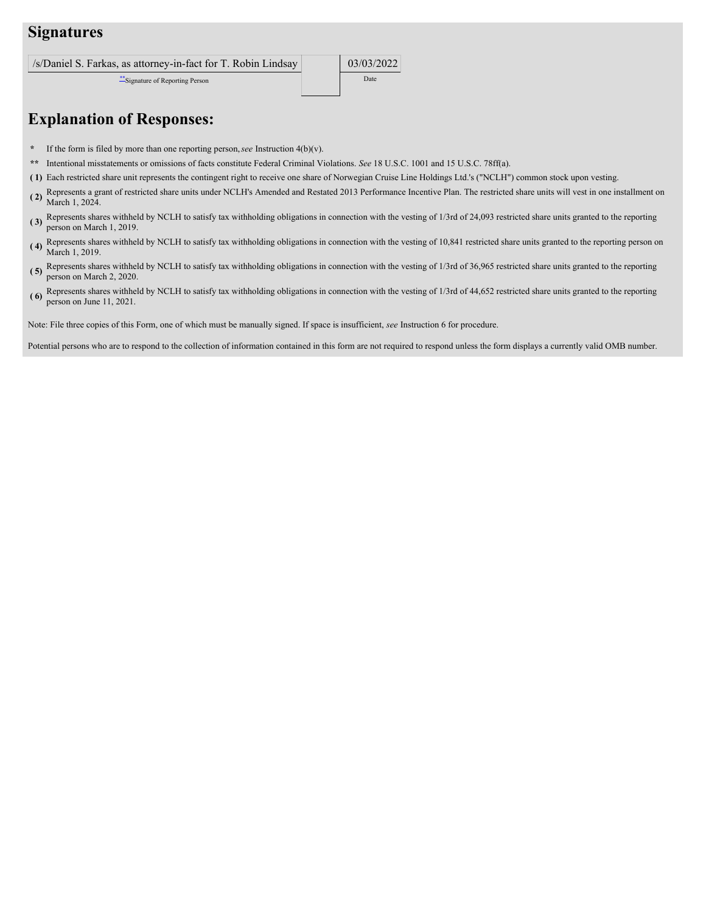## Signatures

| /s/Daniel S. Farkas, as attorney-in-fact for T. Robin Lindsay | | 03/03/2022 |
|---|---|---|
| ** Signature of Reporting Person | | Date |

## Explanation of Responses:

\* If the form is filed by more than one reporting person, *see* Instruction 4(b)(v).

\*\* Intentional misstatements or omissions of facts constitute Federal Criminal Violations. *See* 18 U.S.C. 1001 and 15 U.S.C. 78ff(a).

( 1) Each restricted share unit represents the contingent right to receive one share of Norwegian Cruise Line Holdings Ltd.'s ("NCLH") common stock upon vesting.

( 2) Represents a grant of restricted share units under NCLH's Amended and Restated 2013 Performance Incentive Plan. The restricted share units will vest in one installment on March 1, 2024.

( 3) Represents shares withheld by NCLH to satisfy tax withholding obligations in connection with the vesting of 1/3rd of 24,093 restricted share units granted to the reporting person on March 1, 2019.

( 4) Represents shares withheld by NCLH to satisfy tax withholding obligations in connection with the vesting of 10,841 restricted share units granted to the reporting person on March 1, 2019.

( 5) Represents shares withheld by NCLH to satisfy tax withholding obligations in connection with the vesting of 1/3rd of 36,965 restricted share units granted to the reporting person on March 2, 2020.

( 6) Represents shares withheld by NCLH to satisfy tax withholding obligations in connection with the vesting of 1/3rd of 44,652 restricted share units granted to the reporting person on June 11, 2021.

Note: File three copies of this Form, one of which must be manually signed. If space is insufficient, *see* Instruction 6 for procedure.

Potential persons who are to respond to the collection of information contained in this form are not required to respond unless the form displays a currently valid OMB number.